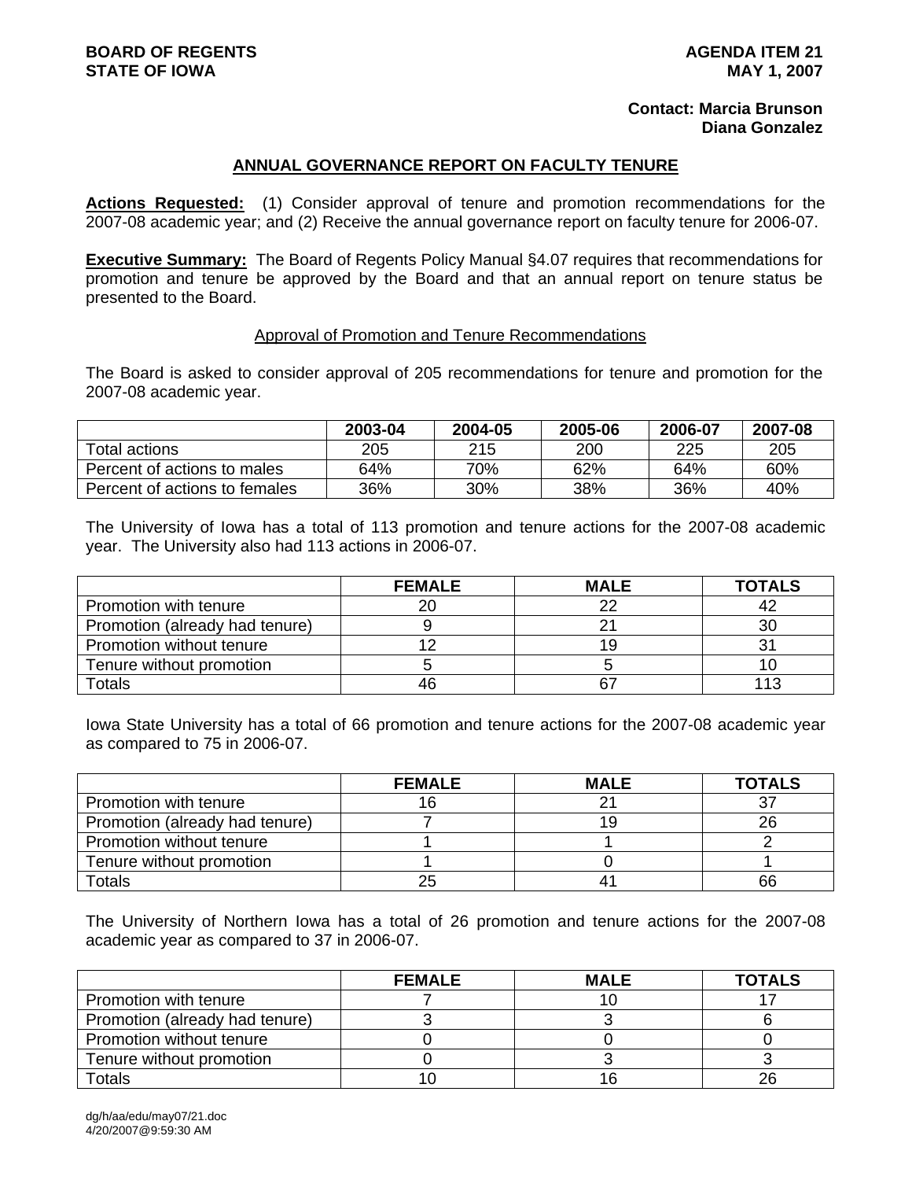**BOARD OF REGENTS**
**STATE OF IOWA**

**AGENDA ITEM 21**
**MAY 1, 2007**

**Contact: Marcia Brunson**
**Diana Gonzalez**

## ANNUAL GOVERNANCE REPORT ON FACULTY TENURE

**Actions Requested:** (1) Consider approval of tenure and promotion recommendations for the 2007-08 academic year; and (2) Receive the annual governance report on faculty tenure for 2006-07.

**Executive Summary:** The Board of Regents Policy Manual §4.07 requires that recommendations for promotion and tenure be approved by the Board and that an annual report on tenure status be presented to the Board.

### Approval of Promotion and Tenure Recommendations

The Board is asked to consider approval of 205 recommendations for tenure and promotion for the 2007-08 academic year.

| | 2003-04 | 2004-05 | 2005-06 | 2006-07 | 2007-08 |
|---|---|---|---|---|---|
| Total actions | 205 | 215 | 200 | 225 | 205 |
| Percent of actions to males | 64% | 70% | 62% | 64% | 60% |
| Percent of actions to females | 36% | 30% | 38% | 36% | 40% |

The University of Iowa has a total of 113 promotion and tenure actions for the 2007-08 academic year. The University also had 113 actions in 2006-07.

| | FEMALE | MALE | TOTALS |
|---|---|---|---|
| Promotion with tenure | 20 | 22 | 42 |
| Promotion (already had tenure) | 9 | 21 | 30 |
| Promotion without tenure | 12 | 19 | 31 |
| Tenure without promotion | 5 | 5 | 10 |
| Totals | 46 | 67 | 113 |

Iowa State University has a total of 66 promotion and tenure actions for the 2007-08 academic year as compared to 75 in 2006-07.

| | FEMALE | MALE | TOTALS |
|---|---|---|---|
| Promotion with tenure | 16 | 21 | 37 |
| Promotion (already had tenure) | 7 | 19 | 26 |
| Promotion without tenure | 1 | 1 | 2 |
| Tenure without promotion | 1 | 0 | 1 |
| Totals | 25 | 41 | 66 |

The University of Northern Iowa has a total of 26 promotion and tenure actions for the 2007-08 academic year as compared to 37 in 2006-07.

| | FEMALE | MALE | TOTALS |
|---|---|---|---|
| Promotion with tenure | 7 | 10 | 17 |
| Promotion (already had tenure) | 3 | 3 | 6 |
| Promotion without tenure | 0 | 0 | 0 |
| Tenure without promotion | 0 | 3 | 3 |
| Totals | 10 | 16 | 26 |

dg/h/aa/edu/may07/21.doc
4/20/2007@9:59:30 AM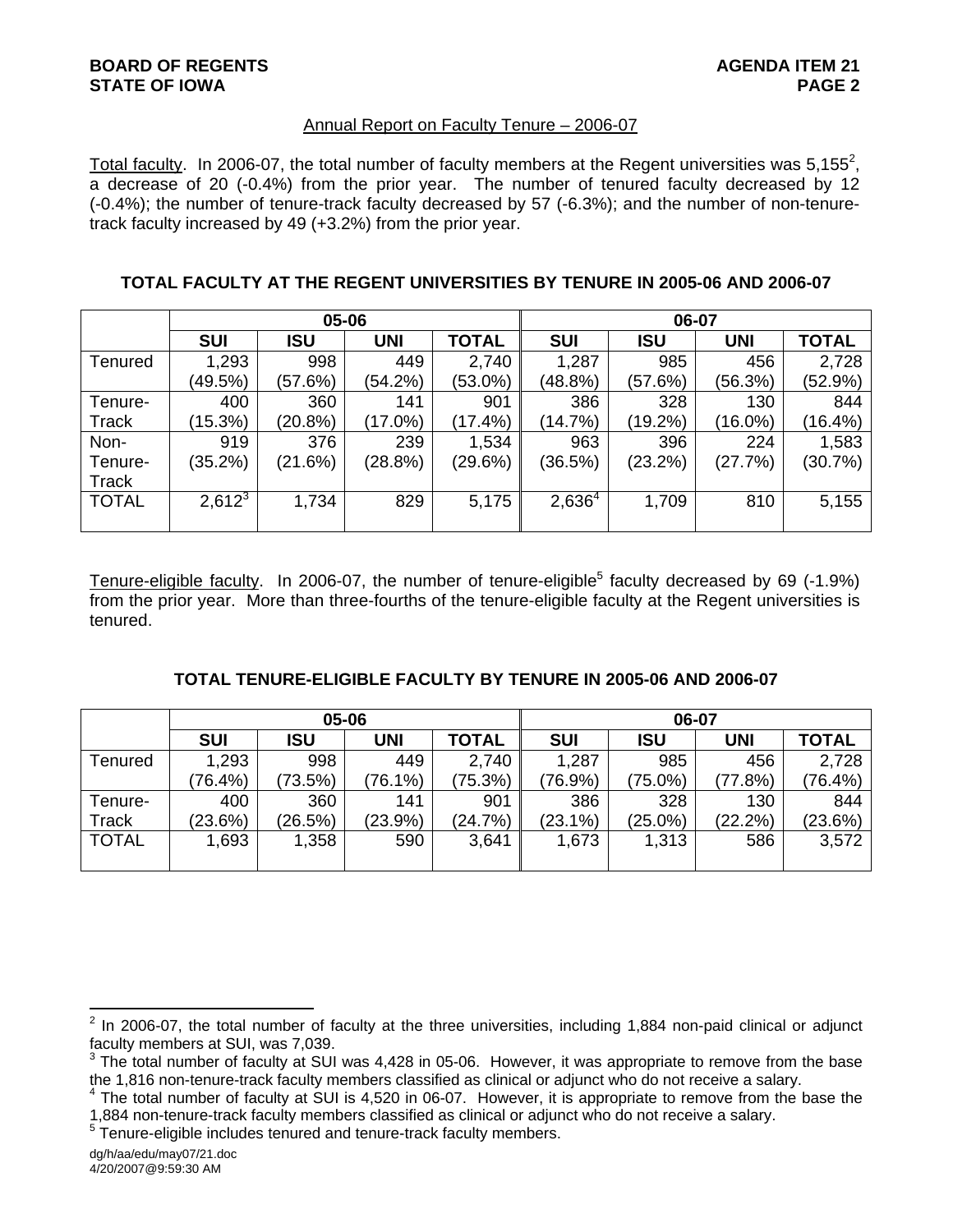## Annual Report on Faculty Tenure – 2006-07

Total faculty. In 2006-07, the total number of faculty members at the Regent universities was 5,155[2], a decrease of 20 (-0.4%) from the prior year. The number of tenured faculty decreased by 12 (-0.4%); the number of tenure-track faculty decreased by 57 (-6.3%); and the number of non-tenure-track faculty increased by 49 (+3.2%) from the prior year.

### TOTAL FACULTY AT THE REGENT UNIVERSITIES BY TENURE IN 2005-06 AND 2006-07

| | 05-06 | | | | 06-07 | | | |
|---|---|---|---|---|---|---|---|---|
| | SUI | ISU | UNI | TOTAL | SUI | ISU | UNI | TOTAL |
| Tenured | 1,293 (49.5%) | 998 (57.6%) | 449 (54.2%) | 2,740 (53.0%) | 1,287 (48.8%) | 985 (57.6%) | 456 (56.3%) | 2,728 (52.9%) |
| Tenure-Track | 400 (15.3%) | 360 (20.8%) | 141 (17.0%) | 901 (17.4%) | 386 (14.7%) | 328 (19.2%) | 130 (16.0%) | 844 (16.4%) |
| Non-Tenure-Track | 919 (35.2%) | 376 (21.6%) | 239 (28.8%) | 1,534 (29.6%) | 963 (36.5%) | 396 (23.2%) | 224 (27.7%) | 1,583 (30.7%) |
| TOTAL | 2,612[3] | 1,734 | 829 | 5,175 | 2,636[4] | 1,709 | 810 | 5,155 |

Tenure-eligible faculty. In 2006-07, the number of tenure-eligible[5] faculty decreased by 69 (-1.9%) from the prior year. More than three-fourths of the tenure-eligible faculty at the Regent universities is tenured.

### TOTAL TENURE-ELIGIBLE FACULTY BY TENURE IN 2005-06 AND 2006-07

| | 05-06 | | | | 06-07 | | | |
|---|---|---|---|---|---|---|---|---|
| | SUI | ISU | UNI | TOTAL | SUI | ISU | UNI | TOTAL |
| Tenured | 1,293 (76.4%) | 998 (73.5%) | 449 (76.1%) | 2,740 (75.3%) | 1,287 (76.9%) | 985 (75.0%) | 456 (77.8%) | 2,728 (76.4%) |
| Tenure-Track | 400 (23.6%) | 360 (26.5%) | 141 (23.9%) | 901 (24.7%) | 386 (23.1%) | 328 (25.0%) | 130 (22.2%) | 844 (23.6%) |
| TOTAL | 1,693 | 1,358 | 590 | 3,641 | 1,673 | 1,313 | 586 | 3,572 |

---

[2] In 2006-07, the total number of faculty at the three universities, including 1,884 non-paid clinical or adjunct faculty members at SUI, was 7,039.

[3] The total number of faculty at SUI was 4,428 in 05-06. However, it was appropriate to remove from the base the 1,816 non-tenure-track faculty members classified as clinical or adjunct who do not receive a salary.

[4] The total number of faculty at SUI is 4,520 in 06-07. However, it is appropriate to remove from the base the 1,884 non-tenure-track faculty members classified as clinical or adjunct who do not receive a salary.

[5] Tenure-eligible includes tenured and tenure-track faculty members.

dg/h/aa/edu/may07/21.doc
4/20/2007@9:59:30 AM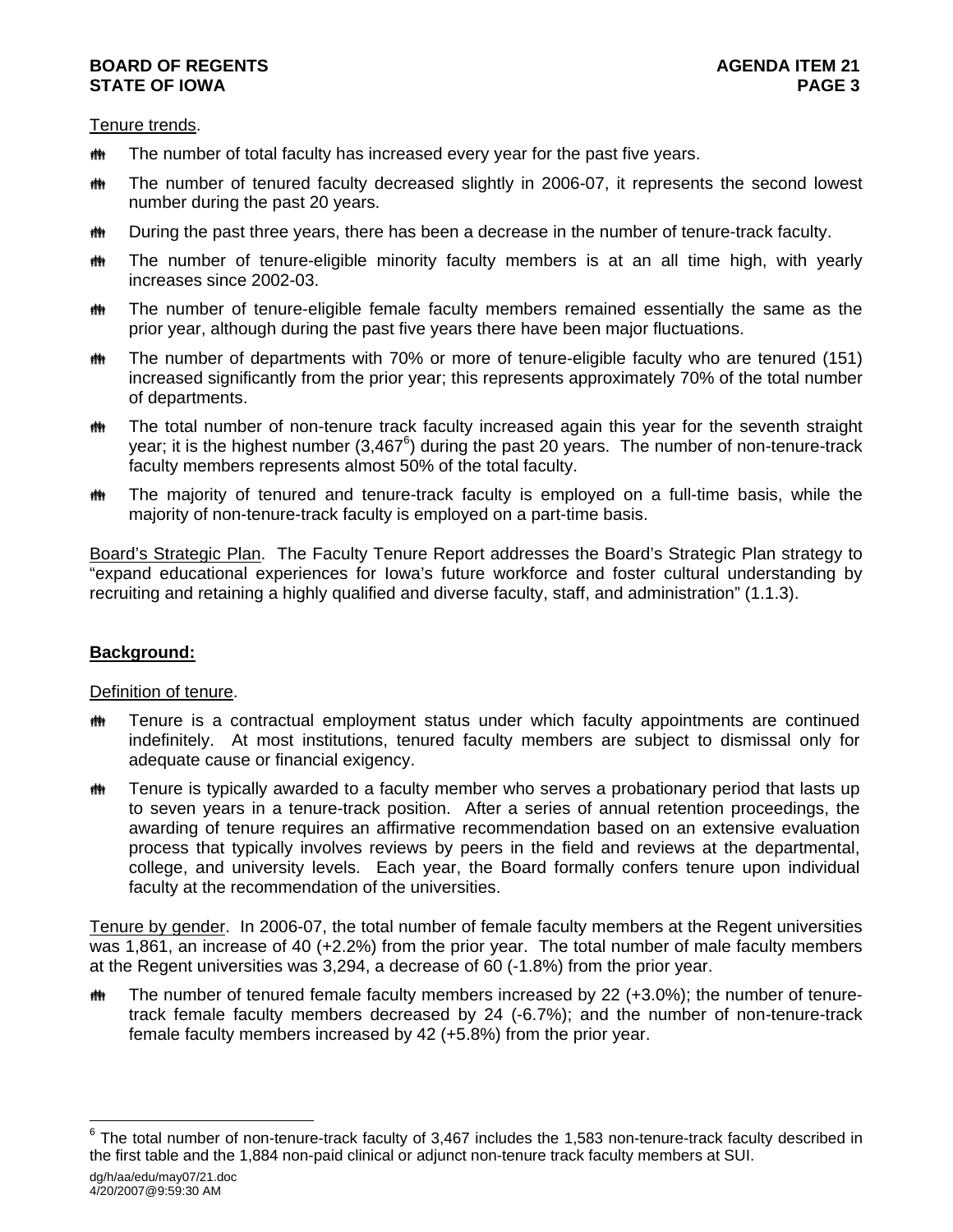Tenure trends.

- The number of total faculty has increased every year for the past five years.
- The number of tenured faculty decreased slightly in 2006-07, it represents the second lowest number during the past 20 years.
- During the past three years, there has been a decrease in the number of tenure-track faculty.
- The number of tenure-eligible minority faculty members is at an all time high, with yearly increases since 2002-03.
- The number of tenure-eligible female faculty members remained essentially the same as the prior year, although during the past five years there have been major fluctuations.
- The number of departments with 70% or more of tenure-eligible faculty who are tenured (151) increased significantly from the prior year; this represents approximately 70% of the total number of departments.
- The total number of non-tenure track faculty increased again this year for the seventh straight year; it is the highest number (3,467[6]) during the past 20 years. The number of non-tenure-track faculty members represents almost 50% of the total faculty.
- The majority of tenured and tenure-track faculty is employed on a full-time basis, while the majority of non-tenure-track faculty is employed on a part-time basis.

Board's Strategic Plan. The Faculty Tenure Report addresses the Board's Strategic Plan strategy to "expand educational experiences for Iowa's future workforce and foster cultural understanding by recruiting and retaining a highly qualified and diverse faculty, staff, and administration" (1.1.3).

**Background:**

Definition of tenure.

- Tenure is a contractual employment status under which faculty appointments are continued indefinitely. At most institutions, tenured faculty members are subject to dismissal only for adequate cause or financial exigency.
- Tenure is typically awarded to a faculty member who serves a probationary period that lasts up to seven years in a tenure-track position. After a series of annual retention proceedings, the awarding of tenure requires an affirmative recommendation based on an extensive evaluation process that typically involves reviews by peers in the field and reviews at the departmental, college, and university levels. Each year, the Board formally confers tenure upon individual faculty at the recommendation of the universities.

Tenure by gender. In 2006-07, the total number of female faculty members at the Regent universities was 1,861, an increase of 40 (+2.2%) from the prior year. The total number of male faculty members at the Regent universities was 3,294, a decrease of 60 (-1.8%) from the prior year.

- The number of tenured female faculty members increased by 22 (+3.0%); the number of tenure-track female faculty members decreased by 24 (-6.7%); and the number of non-tenure-track female faculty members increased by 42 (+5.8%) from the prior year.

[6] The total number of non-tenure-track faculty of 3,467 includes the 1,583 non-tenure-track faculty described in the first table and the 1,884 non-paid clinical or adjunct non-tenure track faculty members at SUI.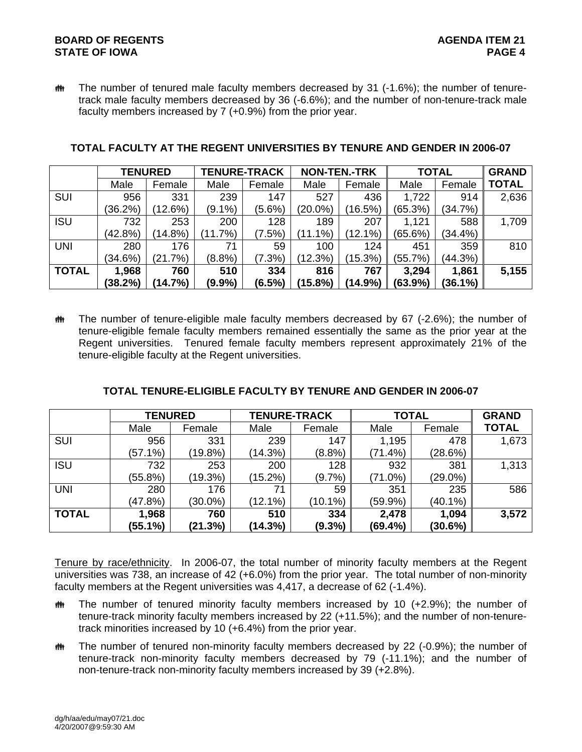- The number of tenured male faculty members decreased by 31 (-1.6%); the number of tenure-track male faculty members decreased by 36 (-6.6%); and the number of non-tenure-track male faculty members increased by 7 (+0.9%) from the prior year.

**TOTAL FACULTY AT THE REGENT UNIVERSITIES BY TENURE AND GENDER IN 2006-07**

| | TENURED | | TENURE-TRACK | | NON-TEN.-TRK | | TOTAL | | GRAND TOTAL |
|---|---|---|---|---|---|---|---|---|---|
| | Male | Female | Male | Female | Male | Female | Male | Female | |
| SUI | 956 (36.2%) | 331 (12.6%) | 239 (9.1%) | 147 (5.6%) | 527 (20.0%) | 436 (16.5%) | 1,722 (65.3%) | 914 (34.7%) | 2,636 |
| ISU | 732 (42.8%) | 253 (14.8%) | 200 (11.7%) | 128 (7.5%) | 189 (11.1%) | 207 (12.1%) | 1,121 (65.6%) | 588 (34.4%) | 1,709 |
| UNI | 280 (34.6%) | 176 (21.7%) | 71 (8.8%) | 59 (7.3%) | 100 (12.3%) | 124 (15.3%) | 451 (55.7%) | 359 (44.3%) | 810 |
| **TOTAL** | **1,968 (38.2%)** | **760 (14.7%)** | **510 (9.9%)** | **334 (6.5%)** | **816 (15.8%)** | **767 (14.9%)** | **3,294 (63.9%)** | **1,861 (36.1%)** | **5,155** |

- The number of tenure-eligible male faculty members decreased by 67 (-2.6%); the number of tenure-eligible female faculty members remained essentially the same as the prior year at the Regent universities. Tenured female faculty members represent approximately 21% of the tenure-eligible faculty at the Regent universities.

**TOTAL TENURE-ELIGIBLE FACULTY BY TENURE AND GENDER IN 2006-07**

| | TENURED | | TENURE-TRACK | | TOTAL | | GRAND TOTAL |
|---|---|---|---|---|---|---|---|
| | Male | Female | Male | Female | Male | Female | |
| SUI | 956 (57.1%) | 331 (19.8%) | 239 (14.3%) | 147 (8.8%) | 1,195 (71.4%) | 478 (28.6%) | 1,673 |
| ISU | 732 (55.8%) | 253 (19.3%) | 200 (15.2%) | 128 (9.7%) | 932 (71.0%) | 381 (29.0%) | 1,313 |
| UNI | 280 (47.8%) | 176 (30.0%) | 71 (12.1%) | 59 (10.1%) | 351 (59.9%) | 235 (40.1%) | 586 |
| **TOTAL** | **1,968 (55.1%)** | **760 (21.3%)** | **510 (14.3%)** | **334 (9.3%)** | **2,478 (69.4%)** | **1,094 (30.6%)** | **3,572** |

Tenure by race/ethnicity. In 2006-07, the total number of minority faculty members at the Regent universities was 738, an increase of 42 (+6.0%) from the prior year. The total number of non-minority faculty members at the Regent universities was 4,417, a decrease of 62 (-1.4%).

- The number of tenured minority faculty members increased by 10 (+2.9%); the number of tenure-track minority faculty members increased by 22 (+11.5%); and the number of non-tenure-track minorities increased by 10 (+6.4%) from the prior year.
- The number of tenured non-minority faculty members decreased by 22 (-0.9%); the number of tenure-track non-minority faculty members decreased by 79 (-11.1%); and the number of non-tenure-track non-minority faculty members increased by 39 (+2.8%).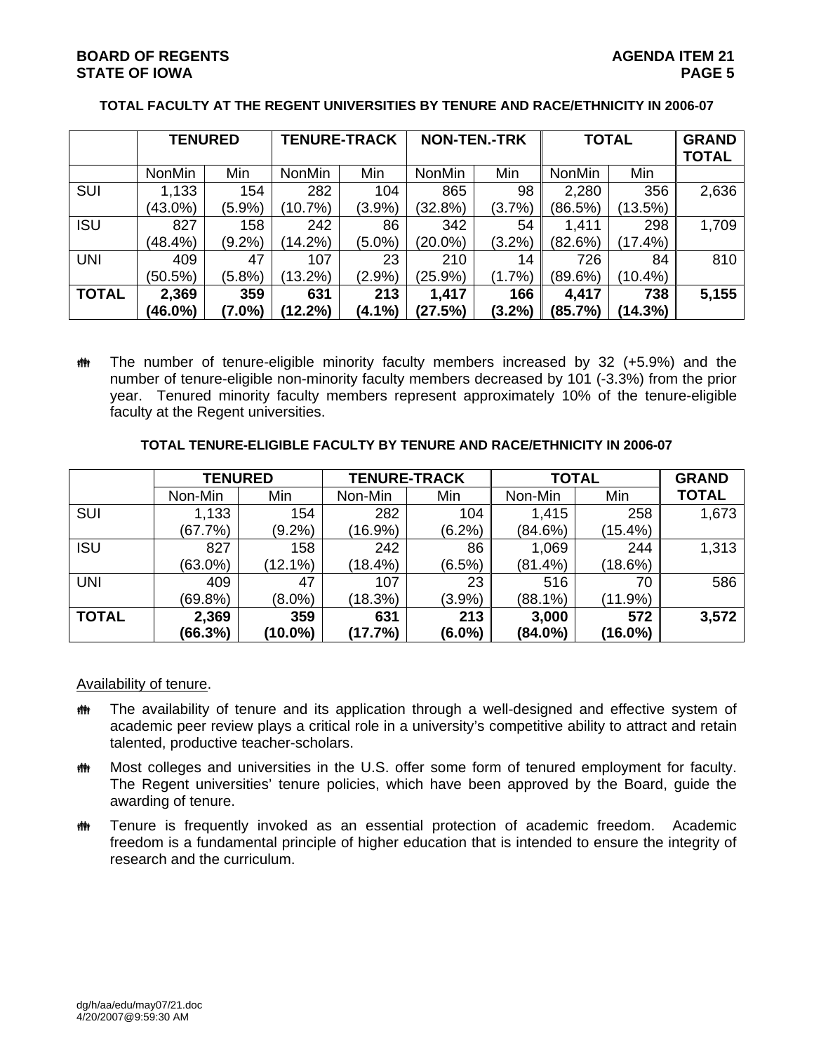**TOTAL FACULTY AT THE REGENT UNIVERSITIES BY TENURE AND RACE/ETHNICITY IN 2006-07**

| | TENURED | | TENURE-TRACK | | NON-TEN.-TRK | | TOTAL | | GRAND TOTAL |
|---|---|---|---|---|---|---|---|---|---|
| | NonMin | Min | NonMin | Min | NonMin | Min | NonMin | Min | |
| SUI | 1,133 (43.0%) | 154 (5.9%) | 282 (10.7%) | 104 (3.9%) | 865 (32.8%) | 98 (3.7%) | 2,280 (86.5%) | 356 (13.5%) | 2,636 |
| ISU | 827 (48.4%) | 158 (9.2%) | 242 (14.2%) | 86 (5.0%) | 342 (20.0%) | 54 (3.2%) | 1,411 (82.6%) | 298 (17.4%) | 1,709 |
| UNI | 409 (50.5%) | 47 (5.8%) | 107 (13.2%) | 23 (2.9%) | 210 (25.9%) | 14 (1.7%) | 726 (89.6%) | 84 (10.4%) | 810 |
| **TOTAL** | **2,369 (46.0%)** | **359 (7.0%)** | **631 (12.2%)** | **213 (4.1%)** | **1,417 (27.5%)** | **166 (3.2%)** | **4,417 (85.7%)** | **738 (14.3%)** | **5,155** |

- The number of tenure-eligible minority faculty members increased by 32 (+5.9%) and the number of tenure-eligible non-minority faculty members decreased by 101 (-3.3%) from the prior year. Tenured minority faculty members represent approximately 10% of the tenure-eligible faculty at the Regent universities.

**TOTAL TENURE-ELIGIBLE FACULTY BY TENURE AND RACE/ETHNICITY IN 2006-07**

| | TENURED | | TENURE-TRACK | | TOTAL | | GRAND TOTAL |
|---|---|---|---|---|---|---|---|
| | Non-Min | Min | Non-Min | Min | Non-Min | Min | |
| SUI | 1,133 (67.7%) | 154 (9.2%) | 282 (16.9%) | 104 (6.2%) | 1,415 (84.6%) | 258 (15.4%) | 1,673 |
| ISU | 827 (63.0%) | 158 (12.1%) | 242 (18.4%) | 86 (6.5%) | 1,069 (81.4%) | 244 (18.6%) | 1,313 |
| UNI | 409 (69.8%) | 47 (8.0%) | 107 (18.3%) | 23 (3.9%) | 516 (88.1%) | 70 (11.9%) | 586 |
| **TOTAL** | **2,369 (66.3%)** | **359 (10.0%)** | **631 (17.7%)** | **213 (6.0%)** | **3,000 (84.0%)** | **572 (16.0%)** | **3,572** |

Availability of tenure.

- The availability of tenure and its application through a well-designed and effective system of academic peer review plays a critical role in a university's competitive ability to attract and retain talented, productive teacher-scholars.
- Most colleges and universities in the U.S. offer some form of tenured employment for faculty. The Regent universities' tenure policies, which have been approved by the Board, guide the awarding of tenure.
- Tenure is frequently invoked as an essential protection of academic freedom. Academic freedom is a fundamental principle of higher education that is intended to ensure the integrity of research and the curriculum.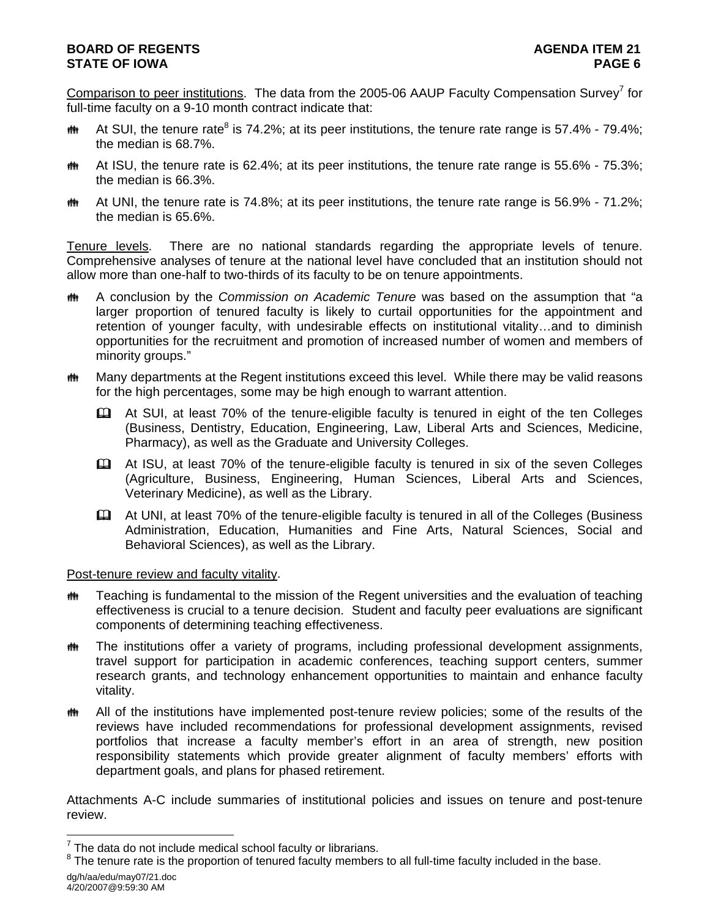Comparison to peer institutions. The data from the 2005-06 AAUP Faculty Compensation Survey[7] for full-time faculty on a 9-10 month contract indicate that:

- At SUI, the tenure rate[8] is 74.2%; at its peer institutions, the tenure rate range is 57.4% - 79.4%; the median is 68.7%.
- At ISU, the tenure rate is 62.4%; at its peer institutions, the tenure rate range is 55.6% - 75.3%; the median is 66.3%.
- At UNI, the tenure rate is 74.8%; at its peer institutions, the tenure rate range is 56.9% - 71.2%; the median is 65.6%.

Tenure levels. There are no national standards regarding the appropriate levels of tenure. Comprehensive analyses of tenure at the national level have concluded that an institution should not allow more than one-half to two-thirds of its faculty to be on tenure appointments.

- A conclusion by the *Commission on Academic Tenure* was based on the assumption that "a larger proportion of tenured faculty is likely to curtail opportunities for the appointment and retention of younger faculty, with undesirable effects on institutional vitality…and to diminish opportunities for the recruitment and promotion of increased number of women and members of minority groups."
- Many departments at the Regent institutions exceed this level. While there may be valid reasons for the high percentages, some may be high enough to warrant attention.
  - At SUI, at least 70% of the tenure-eligible faculty is tenured in eight of the ten Colleges (Business, Dentistry, Education, Engineering, Law, Liberal Arts and Sciences, Medicine, Pharmacy), as well as the Graduate and University Colleges.
  - At ISU, at least 70% of the tenure-eligible faculty is tenured in six of the seven Colleges (Agriculture, Business, Engineering, Human Sciences, Liberal Arts and Sciences, Veterinary Medicine), as well as the Library.
  - At UNI, at least 70% of the tenure-eligible faculty is tenured in all of the Colleges (Business Administration, Education, Humanities and Fine Arts, Natural Sciences, Social and Behavioral Sciences), as well as the Library.

Post-tenure review and faculty vitality.

- Teaching is fundamental to the mission of the Regent universities and the evaluation of teaching effectiveness is crucial to a tenure decision. Student and faculty peer evaluations are significant components of determining teaching effectiveness.
- The institutions offer a variety of programs, including professional development assignments, travel support for participation in academic conferences, teaching support centers, summer research grants, and technology enhancement opportunities to maintain and enhance faculty vitality.
- All of the institutions have implemented post-tenure review policies; some of the results of the reviews have included recommendations for professional development assignments, revised portfolios that increase a faculty member's effort in an area of strength, new position responsibility statements which provide greater alignment of faculty members' efforts with department goals, and plans for phased retirement.

Attachments A-C include summaries of institutional policies and issues on tenure and post-tenure review.

---

[7] The data do not include medical school faculty or librarians.

[8] The tenure rate is the proportion of tenured faculty members to all full-time faculty included in the base.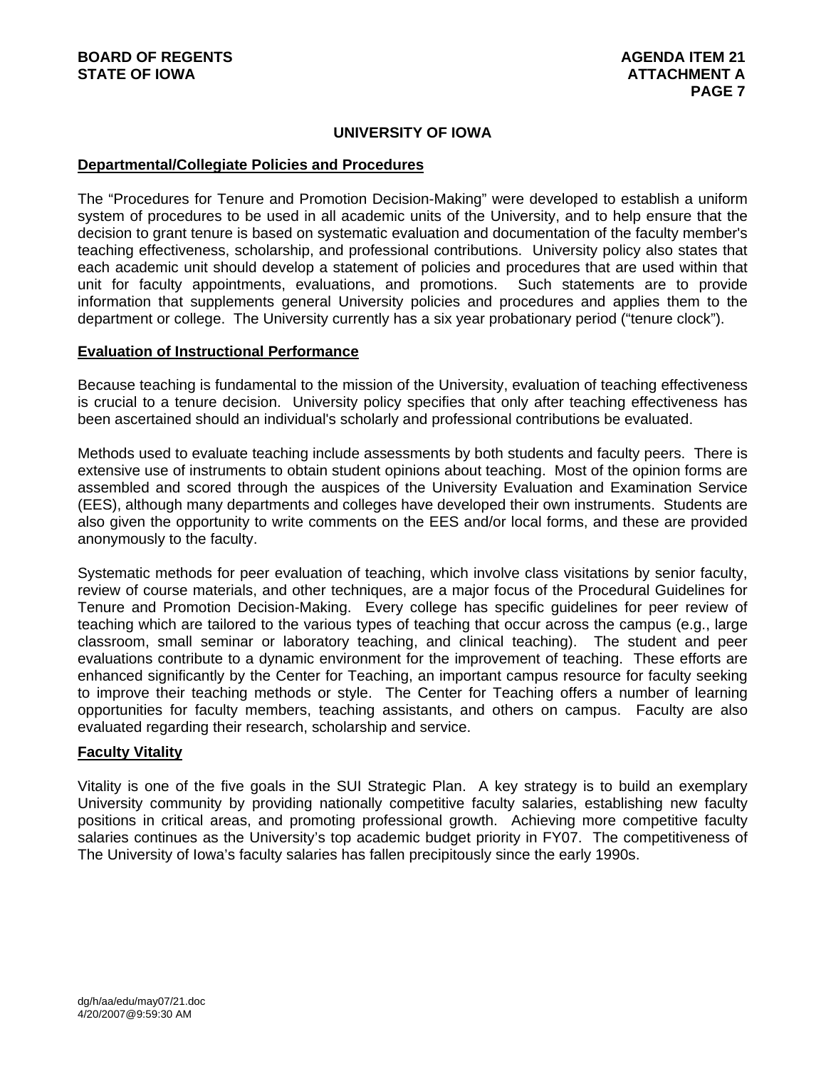## UNIVERSITY OF IOWA

### Departmental/Collegiate Policies and Procedures

The "Procedures for Tenure and Promotion Decision-Making" were developed to establish a uniform system of procedures to be used in all academic units of the University, and to help ensure that the decision to grant tenure is based on systematic evaluation and documentation of the faculty member's teaching effectiveness, scholarship, and professional contributions. University policy also states that each academic unit should develop a statement of policies and procedures that are used within that unit for faculty appointments, evaluations, and promotions. Such statements are to provide information that supplements general University policies and procedures and applies them to the department or college. The University currently has a six year probationary period ("tenure clock").

### Evaluation of Instructional Performance

Because teaching is fundamental to the mission of the University, evaluation of teaching effectiveness is crucial to a tenure decision. University policy specifies that only after teaching effectiveness has been ascertained should an individual's scholarly and professional contributions be evaluated.

Methods used to evaluate teaching include assessments by both students and faculty peers. There is extensive use of instruments to obtain student opinions about teaching. Most of the opinion forms are assembled and scored through the auspices of the University Evaluation and Examination Service (EES), although many departments and colleges have developed their own instruments. Students are also given the opportunity to write comments on the EES and/or local forms, and these are provided anonymously to the faculty.

Systematic methods for peer evaluation of teaching, which involve class visitations by senior faculty, review of course materials, and other techniques, are a major focus of the Procedural Guidelines for Tenure and Promotion Decision-Making. Every college has specific guidelines for peer review of teaching which are tailored to the various types of teaching that occur across the campus (e.g., large classroom, small seminar or laboratory teaching, and clinical teaching). The student and peer evaluations contribute to a dynamic environment for the improvement of teaching. These efforts are enhanced significantly by the Center for Teaching, an important campus resource for faculty seeking to improve their teaching methods or style. The Center for Teaching offers a number of learning opportunities for faculty members, teaching assistants, and others on campus. Faculty are also evaluated regarding their research, scholarship and service.

### Faculty Vitality

Vitality is one of the five goals in the SUI Strategic Plan. A key strategy is to build an exemplary University community by providing nationally competitive faculty salaries, establishing new faculty positions in critical areas, and promoting professional growth. Achieving more competitive faculty salaries continues as the University's top academic budget priority in FY07. The competitiveness of The University of Iowa's faculty salaries has fallen precipitously since the early 1990s.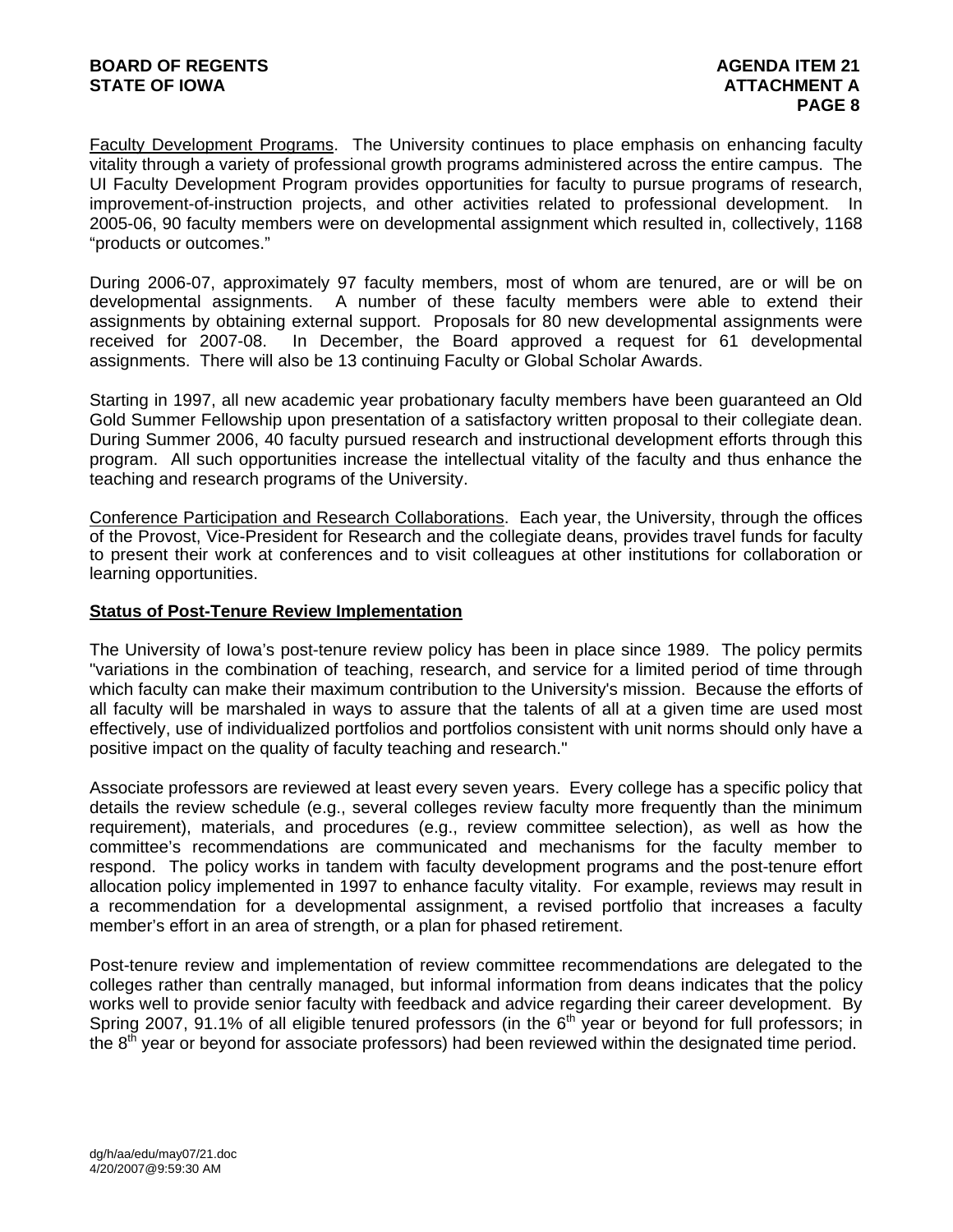Faculty Development Programs. The University continues to place emphasis on enhancing faculty vitality through a variety of professional growth programs administered across the entire campus. The UI Faculty Development Program provides opportunities for faculty to pursue programs of research, improvement-of-instruction projects, and other activities related to professional development. In 2005-06, 90 faculty members were on developmental assignment which resulted in, collectively, 1168 "products or outcomes."

During 2006-07, approximately 97 faculty members, most of whom are tenured, are or will be on developmental assignments. A number of these faculty members were able to extend their assignments by obtaining external support. Proposals for 80 new developmental assignments were received for 2007-08. In December, the Board approved a request for 61 developmental assignments. There will also be 13 continuing Faculty or Global Scholar Awards.

Starting in 1997, all new academic year probationary faculty members have been guaranteed an Old Gold Summer Fellowship upon presentation of a satisfactory written proposal to their collegiate dean. During Summer 2006, 40 faculty pursued research and instructional development efforts through this program. All such opportunities increase the intellectual vitality of the faculty and thus enhance the teaching and research programs of the University.

Conference Participation and Research Collaborations. Each year, the University, through the offices of the Provost, Vice-President for Research and the collegiate deans, provides travel funds for faculty to present their work at conferences and to visit colleagues at other institutions for collaboration or learning opportunities.

**Status of Post-Tenure Review Implementation**

The University of Iowa's post-tenure review policy has been in place since 1989. The policy permits "variations in the combination of teaching, research, and service for a limited period of time through which faculty can make their maximum contribution to the University's mission. Because the efforts of all faculty will be marshaled in ways to assure that the talents of all at a given time are used most effectively, use of individualized portfolios and portfolios consistent with unit norms should only have a positive impact on the quality of faculty teaching and research."

Associate professors are reviewed at least every seven years. Every college has a specific policy that details the review schedule (e.g., several colleges review faculty more frequently than the minimum requirement), materials, and procedures (e.g., review committee selection), as well as how the committee's recommendations are communicated and mechanisms for the faculty member to respond. The policy works in tandem with faculty development programs and the post-tenure effort allocation policy implemented in 1997 to enhance faculty vitality. For example, reviews may result in a recommendation for a developmental assignment, a revised portfolio that increases a faculty member's effort in an area of strength, or a plan for phased retirement.

Post-tenure review and implementation of review committee recommendations are delegated to the colleges rather than centrally managed, but informal information from deans indicates that the policy works well to provide senior faculty with feedback and advice regarding their career development. By Spring 2007, 91.1% of all eligible tenured professors (in the 6th year or beyond for full professors; in the 8th year or beyond for associate professors) had been reviewed within the designated time period.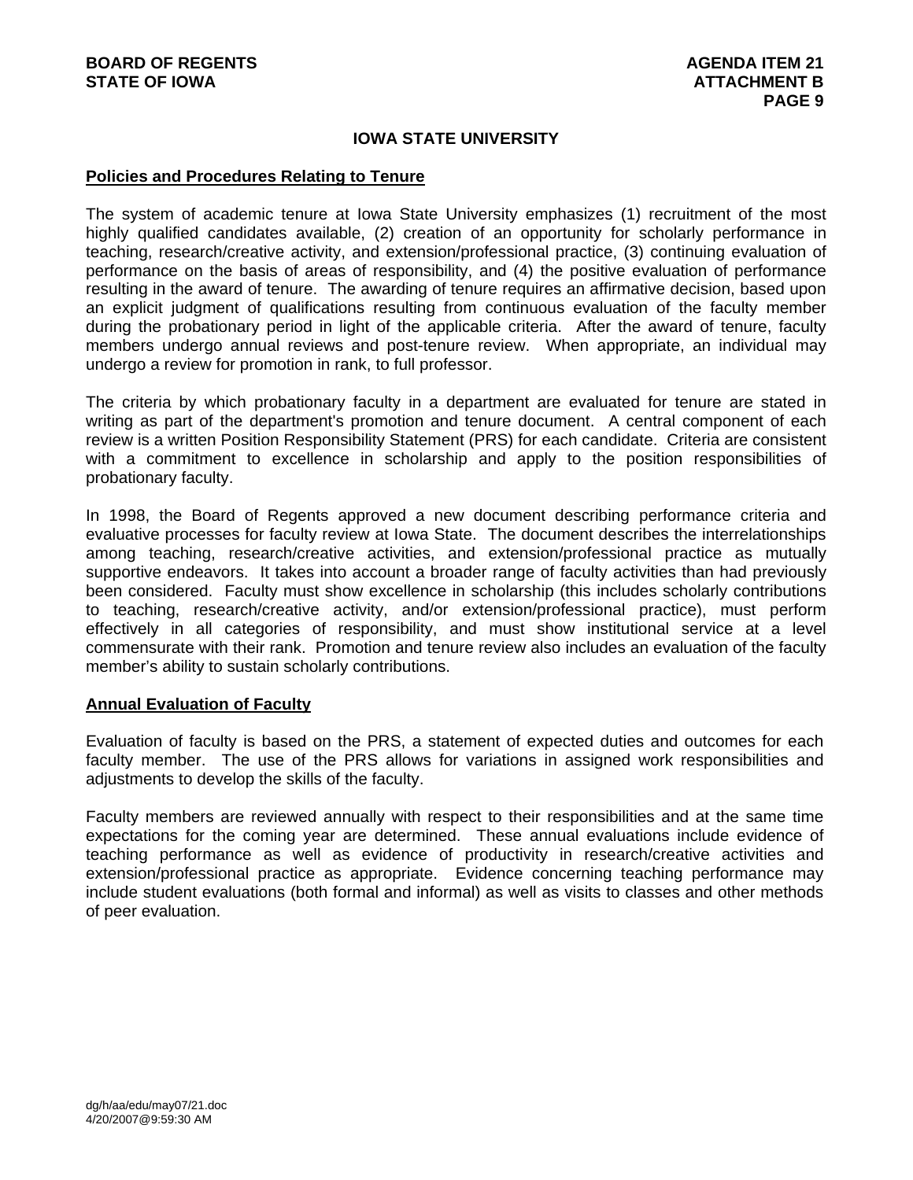## IOWA STATE UNIVERSITY

### Policies and Procedures Relating to Tenure

The system of academic tenure at Iowa State University emphasizes (1) recruitment of the most highly qualified candidates available, (2) creation of an opportunity for scholarly performance in teaching, research/creative activity, and extension/professional practice, (3) continuing evaluation of performance on the basis of areas of responsibility, and (4) the positive evaluation of performance resulting in the award of tenure. The awarding of tenure requires an affirmative decision, based upon an explicit judgment of qualifications resulting from continuous evaluation of the faculty member during the probationary period in light of the applicable criteria. After the award of tenure, faculty members undergo annual reviews and post-tenure review. When appropriate, an individual may undergo a review for promotion in rank, to full professor.

The criteria by which probationary faculty in a department are evaluated for tenure are stated in writing as part of the department's promotion and tenure document. A central component of each review is a written Position Responsibility Statement (PRS) for each candidate. Criteria are consistent with a commitment to excellence in scholarship and apply to the position responsibilities of probationary faculty.

In 1998, the Board of Regents approved a new document describing performance criteria and evaluative processes for faculty review at Iowa State. The document describes the interrelationships among teaching, research/creative activities, and extension/professional practice as mutually supportive endeavors. It takes into account a broader range of faculty activities than had previously been considered. Faculty must show excellence in scholarship (this includes scholarly contributions to teaching, research/creative activity, and/or extension/professional practice), must perform effectively in all categories of responsibility, and must show institutional service at a level commensurate with their rank. Promotion and tenure review also includes an evaluation of the faculty member's ability to sustain scholarly contributions.

### Annual Evaluation of Faculty

Evaluation of faculty is based on the PRS, a statement of expected duties and outcomes for each faculty member. The use of the PRS allows for variations in assigned work responsibilities and adjustments to develop the skills of the faculty.

Faculty members are reviewed annually with respect to their responsibilities and at the same time expectations for the coming year are determined. These annual evaluations include evidence of teaching performance as well as evidence of productivity in research/creative activities and extension/professional practice as appropriate. Evidence concerning teaching performance may include student evaluations (both formal and informal) as well as visits to classes and other methods of peer evaluation.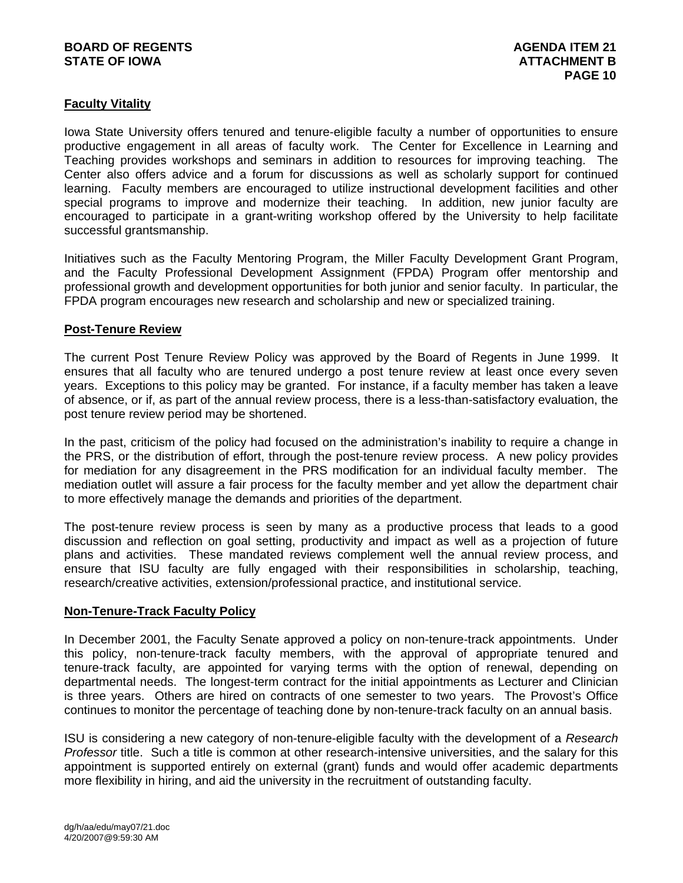## Faculty Vitality

Iowa State University offers tenured and tenure-eligible faculty a number of opportunities to ensure productive engagement in all areas of faculty work. The Center for Excellence in Learning and Teaching provides workshops and seminars in addition to resources for improving teaching. The Center also offers advice and a forum for discussions as well as scholarly support for continued learning. Faculty members are encouraged to utilize instructional development facilities and other special programs to improve and modernize their teaching. In addition, new junior faculty are encouraged to participate in a grant-writing workshop offered by the University to help facilitate successful grantsmanship.

Initiatives such as the Faculty Mentoring Program, the Miller Faculty Development Grant Program, and the Faculty Professional Development Assignment (FPDA) Program offer mentorship and professional growth and development opportunities for both junior and senior faculty. In particular, the FPDA program encourages new research and scholarship and new or specialized training.

## Post-Tenure Review

The current Post Tenure Review Policy was approved by the Board of Regents in June 1999. It ensures that all faculty who are tenured undergo a post tenure review at least once every seven years. Exceptions to this policy may be granted. For instance, if a faculty member has taken a leave of absence, or if, as part of the annual review process, there is a less-than-satisfactory evaluation, the post tenure review period may be shortened.

In the past, criticism of the policy had focused on the administration's inability to require a change in the PRS, or the distribution of effort, through the post-tenure review process. A new policy provides for mediation for any disagreement in the PRS modification for an individual faculty member. The mediation outlet will assure a fair process for the faculty member and yet allow the department chair to more effectively manage the demands and priorities of the department.

The post-tenure review process is seen by many as a productive process that leads to a good discussion and reflection on goal setting, productivity and impact as well as a projection of future plans and activities. These mandated reviews complement well the annual review process, and ensure that ISU faculty are fully engaged with their responsibilities in scholarship, teaching, research/creative activities, extension/professional practice, and institutional service.

## Non-Tenure-Track Faculty Policy

In December 2001, the Faculty Senate approved a policy on non-tenure-track appointments. Under this policy, non-tenure-track faculty members, with the approval of appropriate tenured and tenure-track faculty, are appointed for varying terms with the option of renewal, depending on departmental needs. The longest-term contract for the initial appointments as Lecturer and Clinician is three years. Others are hired on contracts of one semester to two years. The Provost's Office continues to monitor the percentage of teaching done by non-tenure-track faculty on an annual basis.

ISU is considering a new category of non-tenure-eligible faculty with the development of a *Research Professor* title. Such a title is common at other research-intensive universities, and the salary for this appointment is supported entirely on external (grant) funds and would offer academic departments more flexibility in hiring, and aid the university in the recruitment of outstanding faculty.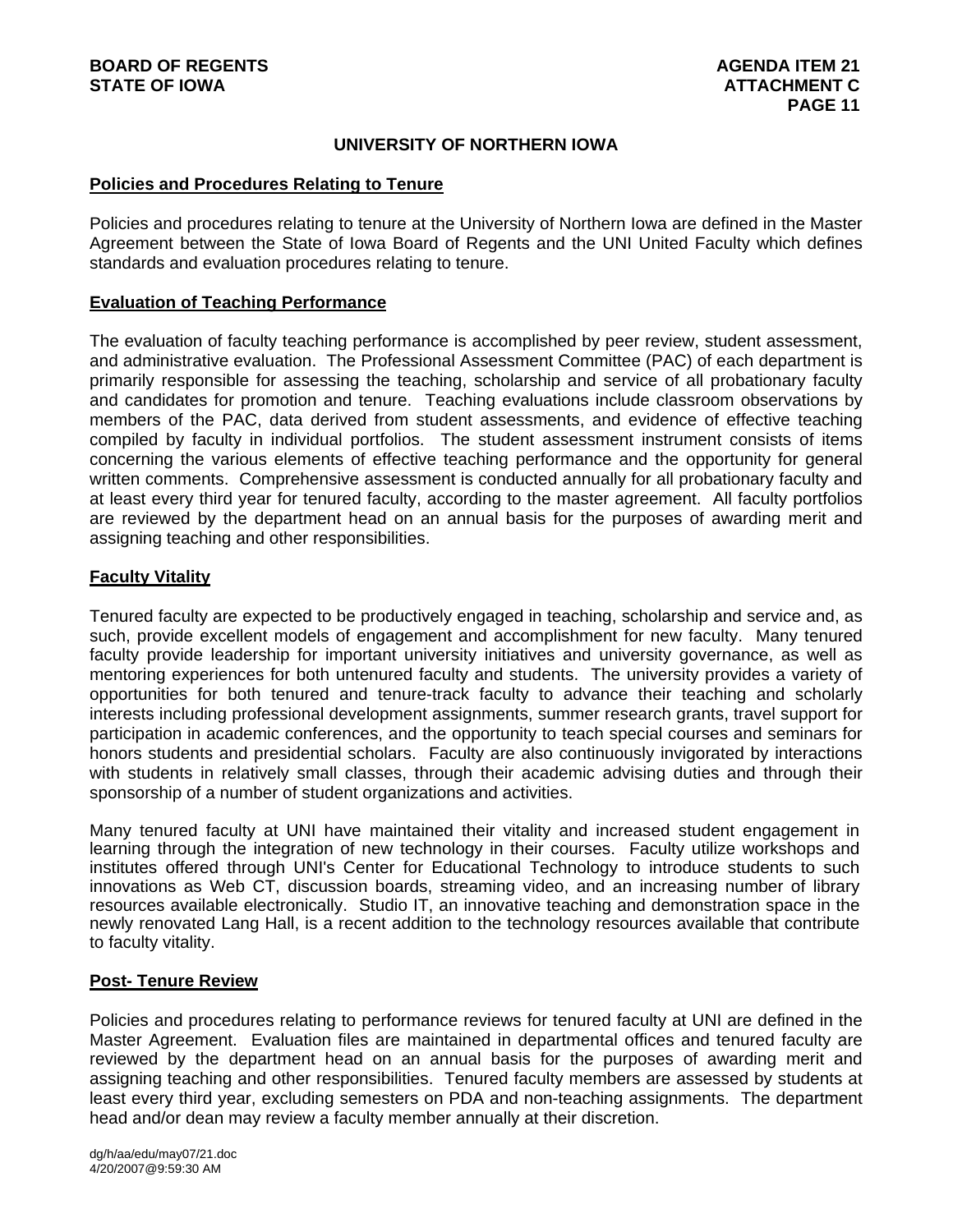## UNIVERSITY OF NORTHERN IOWA

### Policies and Procedures Relating to Tenure

Policies and procedures relating to tenure at the University of Northern Iowa are defined in the Master Agreement between the State of Iowa Board of Regents and the UNI United Faculty which defines standards and evaluation procedures relating to tenure.

### Evaluation of Teaching Performance

The evaluation of faculty teaching performance is accomplished by peer review, student assessment, and administrative evaluation. The Professional Assessment Committee (PAC) of each department is primarily responsible for assessing the teaching, scholarship and service of all probationary faculty and candidates for promotion and tenure. Teaching evaluations include classroom observations by members of the PAC, data derived from student assessments, and evidence of effective teaching compiled by faculty in individual portfolios. The student assessment instrument consists of items concerning the various elements of effective teaching performance and the opportunity for general written comments. Comprehensive assessment is conducted annually for all probationary faculty and at least every third year for tenured faculty, according to the master agreement. All faculty portfolios are reviewed by the department head on an annual basis for the purposes of awarding merit and assigning teaching and other responsibilities.

### Faculty Vitality

Tenured faculty are expected to be productively engaged in teaching, scholarship and service and, as such, provide excellent models of engagement and accomplishment for new faculty. Many tenured faculty provide leadership for important university initiatives and university governance, as well as mentoring experiences for both untenured faculty and students. The university provides a variety of opportunities for both tenured and tenure-track faculty to advance their teaching and scholarly interests including professional development assignments, summer research grants, travel support for participation in academic conferences, and the opportunity to teach special courses and seminars for honors students and presidential scholars. Faculty are also continuously invigorated by interactions with students in relatively small classes, through their academic advising duties and through their sponsorship of a number of student organizations and activities.

Many tenured faculty at UNI have maintained their vitality and increased student engagement in learning through the integration of new technology in their courses. Faculty utilize workshops and institutes offered through UNI's Center for Educational Technology to introduce students to such innovations as Web CT, discussion boards, streaming video, and an increasing number of library resources available electronically. Studio IT, an innovative teaching and demonstration space in the newly renovated Lang Hall, is a recent addition to the technology resources available that contribute to faculty vitality.

### Post- Tenure Review

Policies and procedures relating to performance reviews for tenured faculty at UNI are defined in the Master Agreement. Evaluation files are maintained in departmental offices and tenured faculty are reviewed by the department head on an annual basis for the purposes of awarding merit and assigning teaching and other responsibilities. Tenured faculty members are assessed by students at least every third year, excluding semesters on PDA and non-teaching assignments. The department head and/or dean may review a faculty member annually at their discretion.